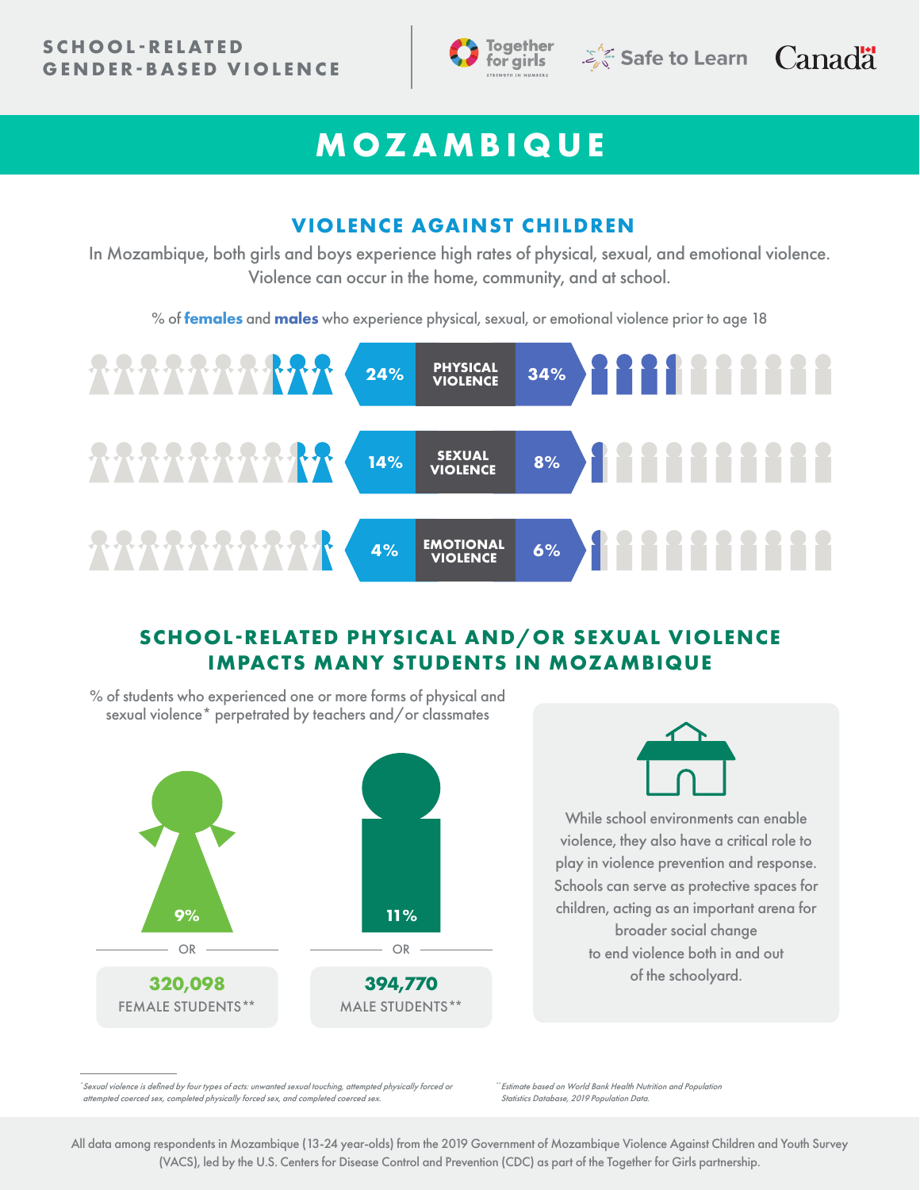SCHOOL-RELATED GENDER-BASED VIOLENCE

Together for girls — Safe to Learn — Canada

# MOZAMBIQUE

## VIOLENCE AGAINST CHILDREN

In Mozambique, both girls and boys experience high rates of physical, sexual, and emotional violence. Violence can occur in the home, community, and at school.

% of **females** and **males** who experience physical, sexual, or emotional violence prior to age 18

| Females | Type | Males |
| --- | --- | --- |
| 24% | PHYSICAL VIOLENCE | 34% |
| 14% | SEXUAL VIOLENCE | 8% |
| 4% | EMOTIONAL VIOLENCE | 6% |

## SCHOOL-RELATED PHYSICAL AND/OR SEXUAL VIOLENCE IMPACTS MANY STUDENTS IN MOZAMBIQUE

% of students who experienced one or more forms of physical and sexual violence* perpetrated by teachers and/or classmates

| Female | Male |
| --- | --- |
| 9% | 11% |
| OR | OR |
| 320,098 FEMALE STUDENTS** | 394,770 MALE STUDENTS** |

While school environments can enable violence, they also have a critical role to play in violence prevention and response. Schools can serve as protective spaces for children, acting as an important arena for broader social change to end violence both in and out of the schoolyard.

*Sexual violence is defined by four types of acts: unwanted sexual touching, attempted physically forced or attempted coerced sex, completed physically forced sex, and completed coerced sex.

**Estimate based on World Bank Health Nutrition and Population Statistics Database, 2019 Population Data.

All data among respondents in Mozambique (13-24 year-olds) from the 2019 Government of Mozambique Violence Against Children and Youth Survey (VACS), led by the U.S. Centers for Disease Control and Prevention (CDC) as part of the Together for Girls partnership.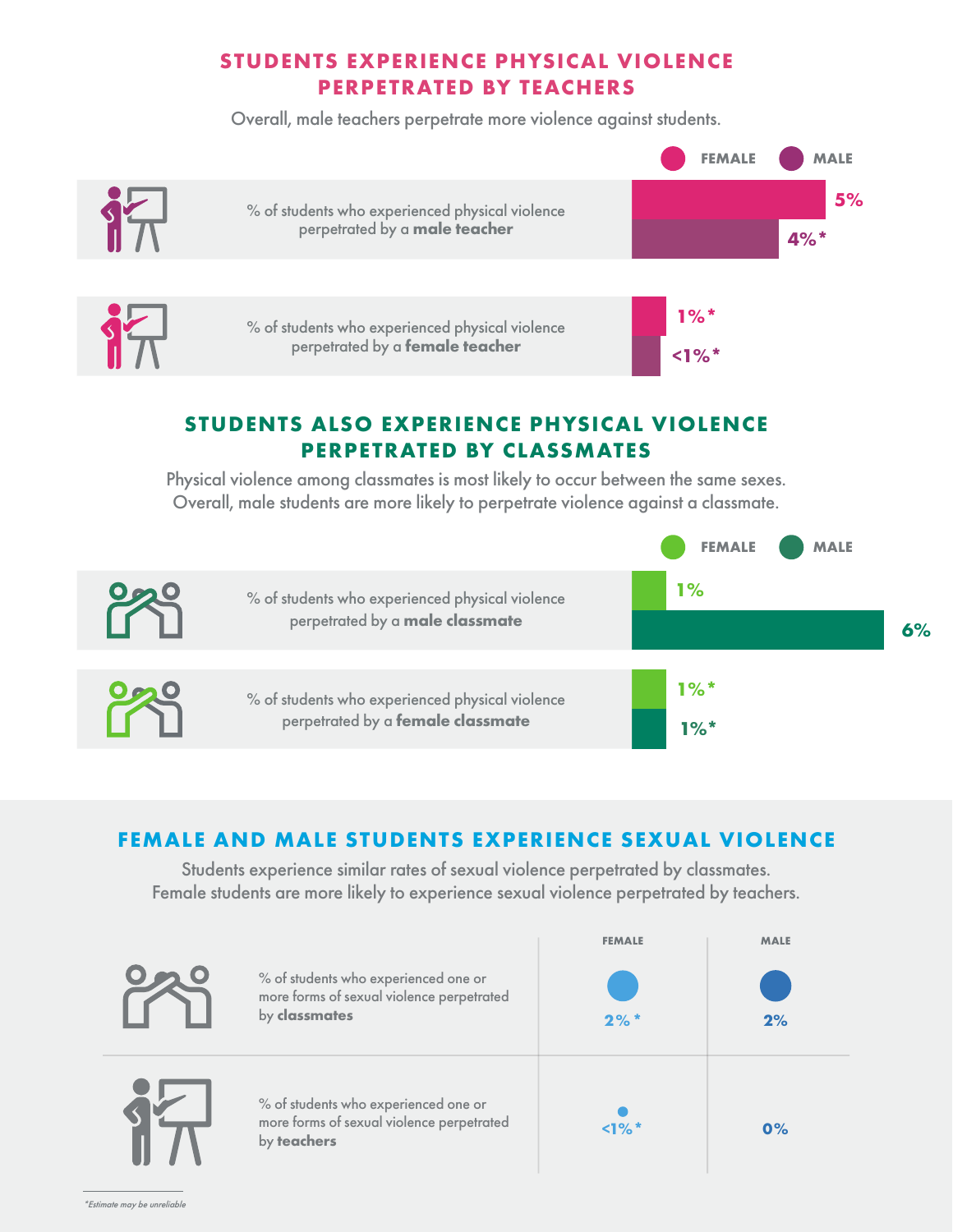## STUDENTS EXPERIENCE PHYSICAL VIOLENCE PERPETRATED BY TEACHERS

Overall, male teachers perpetrate more violence against students.

| | FEMALE | MALE |
|---|---|---|
| % of students who experienced physical violence perpetrated by a **male teacher** | 5% | 4%* |
| % of students who experienced physical violence perpetrated by a **female teacher** | 1%* | <1%* |

## STUDENTS ALSO EXPERIENCE PHYSICAL VIOLENCE PERPETRATED BY CLASSMATES

Physical violence among classmates is most likely to occur between the same sexes. Overall, male students are more likely to perpetrate violence against a classmate.

| | FEMALE | MALE |
|---|---|---|
| % of students who experienced physical violence perpetrated by a **male classmate** | 1% | 6% |
| % of students who experienced physical violence perpetrated by a **female classmate** | 1%* | 1%* |

## FEMALE AND MALE STUDENTS EXPERIENCE SEXUAL VIOLENCE

Students experience similar rates of sexual violence perpetrated by classmates. Female students are more likely to experience sexual violence perpetrated by teachers.

| | FEMALE | MALE |
|---|---|---|
| % of students who experienced one or more forms of sexual violence perpetrated by **classmates** | 2%* | 2% |
| % of students who experienced one or more forms of sexual violence perpetrated by **teachers** | <1%* | 0% |

*Estimate may be unreliable*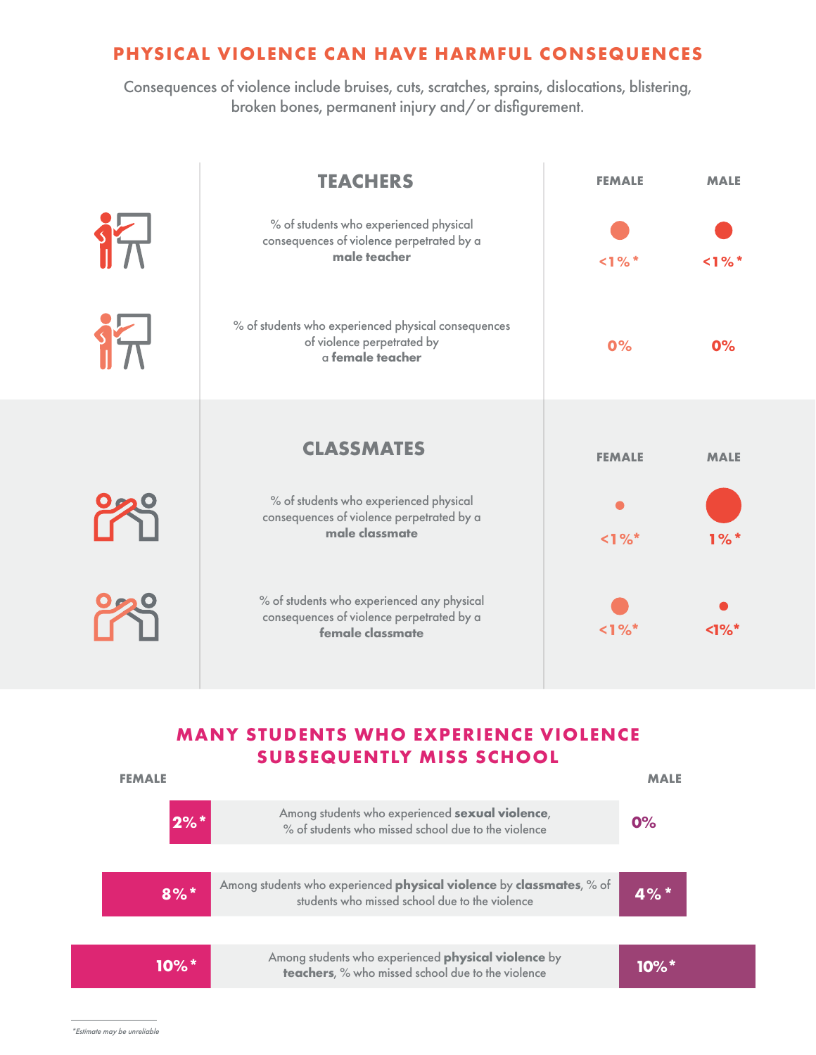## PHYSICAL VIOLENCE CAN HAVE HARMFUL CONSEQUENCES

Consequences of violence include bruises, cuts, scratches, sprains, dislocations, blistering, broken bones, permanent injury and/or disfigurement.

| TEACHERS | FEMALE | MALE |
|---|---|---|
| % of students who experienced physical consequences of violence perpetrated by a **male teacher** | <1%* | <1%* |
| % of students who experienced physical consequences of violence perpetrated by a **female teacher** | 0% | 0% |

| CLASSMATES | FEMALE | MALE |
|---|---|---|
| % of students who experienced physical consequences of violence perpetrated by a **male classmate** | <1%* | 1%* |
| % of students who experienced any physical consequences of violence perpetrated by a **female classmate** | <1%* | <1%* |

## MANY STUDENTS WHO EXPERIENCE VIOLENCE SUBSEQUENTLY MISS SCHOOL

| FEMALE | | MALE |
|---|---|---|
| 2%* | Among students who experienced **sexual violence**, % of students who missed school due to the violence | 0% |
| 8%* | Among students who experienced **physical violence** by **classmates**, % of students who missed school due to the violence | 4%* |
| 10%* | Among students who experienced **physical violence** by **teachers**, % who missed school due to the violence | 10%* |

*Estimate may be unreliable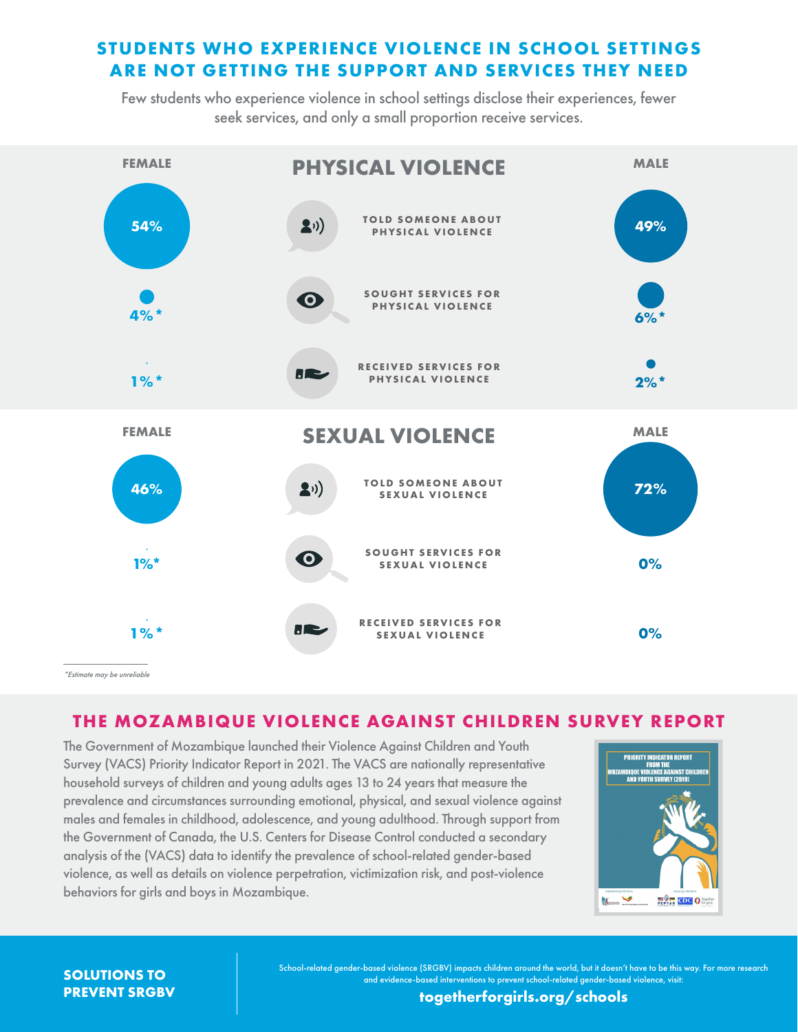## STUDENTS WHO EXPERIENCE VIOLENCE IN SCHOOL SETTINGS ARE NOT GETTING THE SUPPORT AND SERVICES THEY NEED

Few students who experience violence in school settings disclose their experiences, fewer seek services, and only a small proportion receive services.

### PHYSICAL VIOLENCE

FEMALE

MALE

TOLD SOMEONE ABOUT PHYSICAL VIOLENCE

54%

49%

SOUGHT SERVICES FOR PHYSICAL VIOLENCE

4%*

6%*

RECEIVED SERVICES FOR PHYSICAL VIOLENCE

1%*

2%*

### SEXUAL VIOLENCE

FEMALE

MALE

TOLD SOMEONE ABOUT SEXUAL VIOLENCE

46%

72%

SOUGHT SERVICES FOR SEXUAL VIOLENCE

1%*

0%

RECEIVED SERVICES FOR SEXUAL VIOLENCE

1%*

0%

*Estimate may be unreliable*

## THE MOZAMBIQUE VIOLENCE AGAINST CHILDREN SURVEY REPORT

The Government of Mozambique launched their Violence Against Children and Youth Survey (VACS) Priority Indicator Report in 2021. The VACS are nationally representative household surveys of children and young adults ages 13 to 24 years that measure the prevalence and circumstances surrounding emotional, physical, and sexual violence against males and females in childhood, adolescence, and young adulthood. Through support from the Government of Canada, the U.S. Centers for Disease Control conducted a secondary analysis of the (VACS) data to identify the prevalence of school-related gender-based violence, as well as details on violence perpetration, victimization risk, and post-violence behaviors for girls and boys in Mozambique.

PRIORITY INDICATOR REPORT FROM THE MOZAMBIQUE VIOLENCE AGAINST CHILDREN AND YOUTH SURVEY (2019)

**SOLUTIONS TO PREVENT SRGBV**

School-related gender-based violence (SRGBV) impacts children around the world, but it doesn't have to be this way. For more research and evidence-based interventions to prevent school-related gender-based violence, visit:

**togetherforgirls.org/schools**